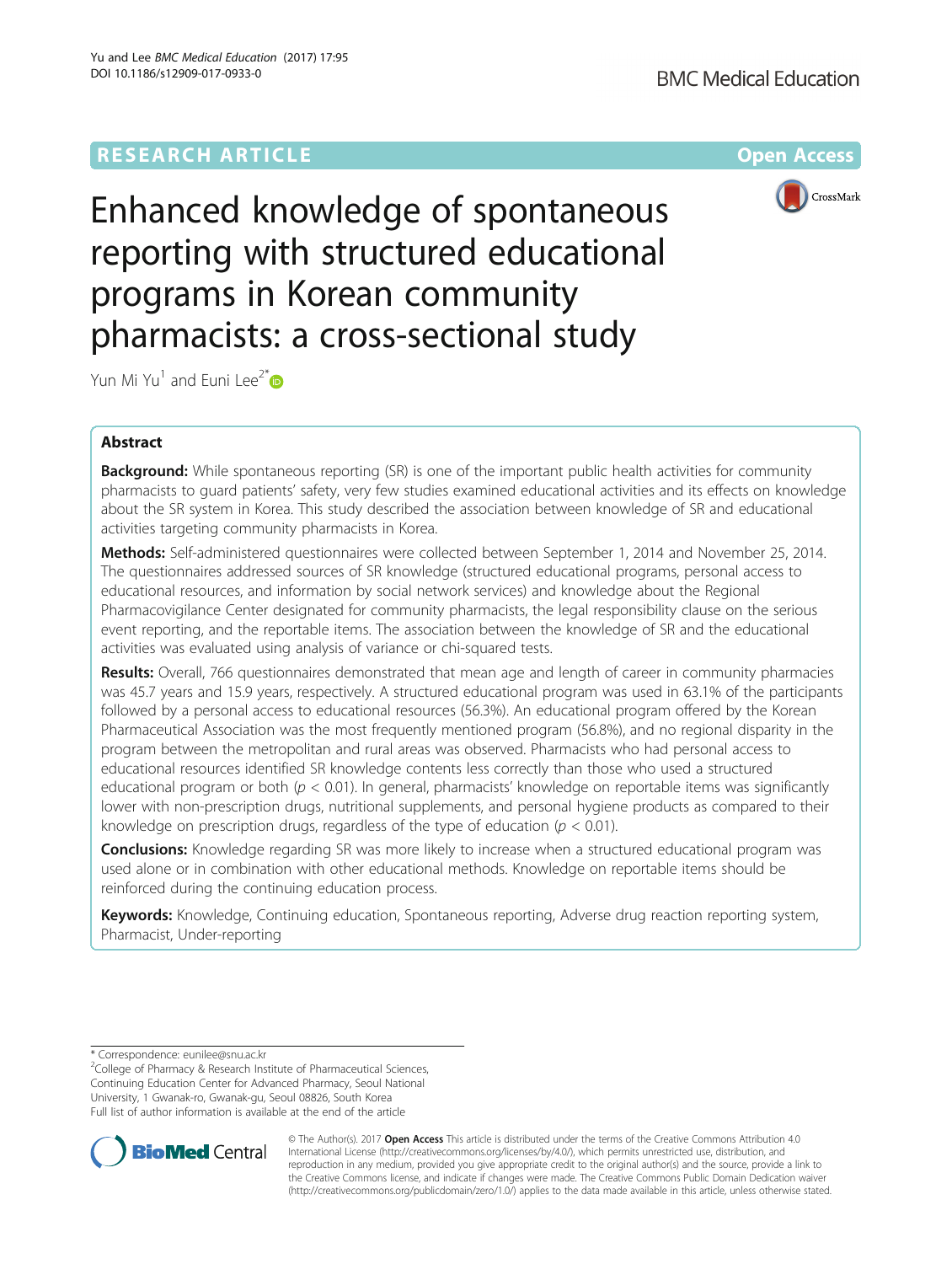RESEARCH ARTICLE

Open Access

# Enhanced knowledge of spontaneous reporting with structured educational programs in Korean community pharmacists: a cross-sectional study

Yun Mi Yu[1] and Euni Lee[2*]

## Abstract

**Background:** While spontaneous reporting (SR) is one of the important public health activities for community pharmacists to guard patients' safety, very few studies examined educational activities and its effects on knowledge about the SR system in Korea. This study described the association between knowledge of SR and educational activities targeting community pharmacists in Korea.

**Methods:** Self-administered questionnaires were collected between September 1, 2014 and November 25, 2014. The questionnaires addressed sources of SR knowledge (structured educational programs, personal access to educational resources, and information by social network services) and knowledge about the Regional Pharmacovigilance Center designated for community pharmacists, the legal responsibility clause on the serious event reporting, and the reportable items. The association between the knowledge of SR and the educational activities was evaluated using analysis of variance or chi-squared tests.

**Results:** Overall, 766 questionnaires demonstrated that mean age and length of career in community pharmacies was 45.7 years and 15.9 years, respectively. A structured educational program was used in 63.1% of the participants followed by a personal access to educational resources (56.3%). An educational program offered by the Korean Pharmaceutical Association was the most frequently mentioned program (56.8%), and no regional disparity in the program between the metropolitan and rural areas was observed. Pharmacists who had personal access to educational resources identified SR knowledge contents less correctly than those who used a structured educational program or both ($p < 0.01$). In general, pharmacists' knowledge on reportable items was significantly lower with non-prescription drugs, nutritional supplements, and personal hygiene products as compared to their knowledge on prescription drugs, regardless of the type of education ($p < 0.01$).

**Conclusions:** Knowledge regarding SR was more likely to increase when a structured educational program was used alone or in combination with other educational methods. Knowledge on reportable items should be reinforced during the continuing education process.

**Keywords:** Knowledge, Continuing education, Spontaneous reporting, Adverse drug reaction reporting system, Pharmacist, Under-reporting

---

\* Correspondence: eunilee@snu.ac.kr
[2]College of Pharmacy & Research Institute of Pharmaceutical Sciences, Continuing Education Center for Advanced Pharmacy, Seoul National University, 1 Gwanak-ro, Gwanak-gu, Seoul 08826, South Korea
Full list of author information is available at the end of the article

© The Author(s). 2017 **Open Access** This article is distributed under the terms of the Creative Commons Attribution 4.0 International License (http://creativecommons.org/licenses/by/4.0/), which permits unrestricted use, distribution, and reproduction in any medium, provided you give appropriate credit to the original author(s) and the source, provide a link to the Creative Commons license, and indicate if changes were made. The Creative Commons Public Domain Dedication waiver (http://creativecommons.org/publicdomain/zero/1.0/) applies to the data made available in this article, unless otherwise stated.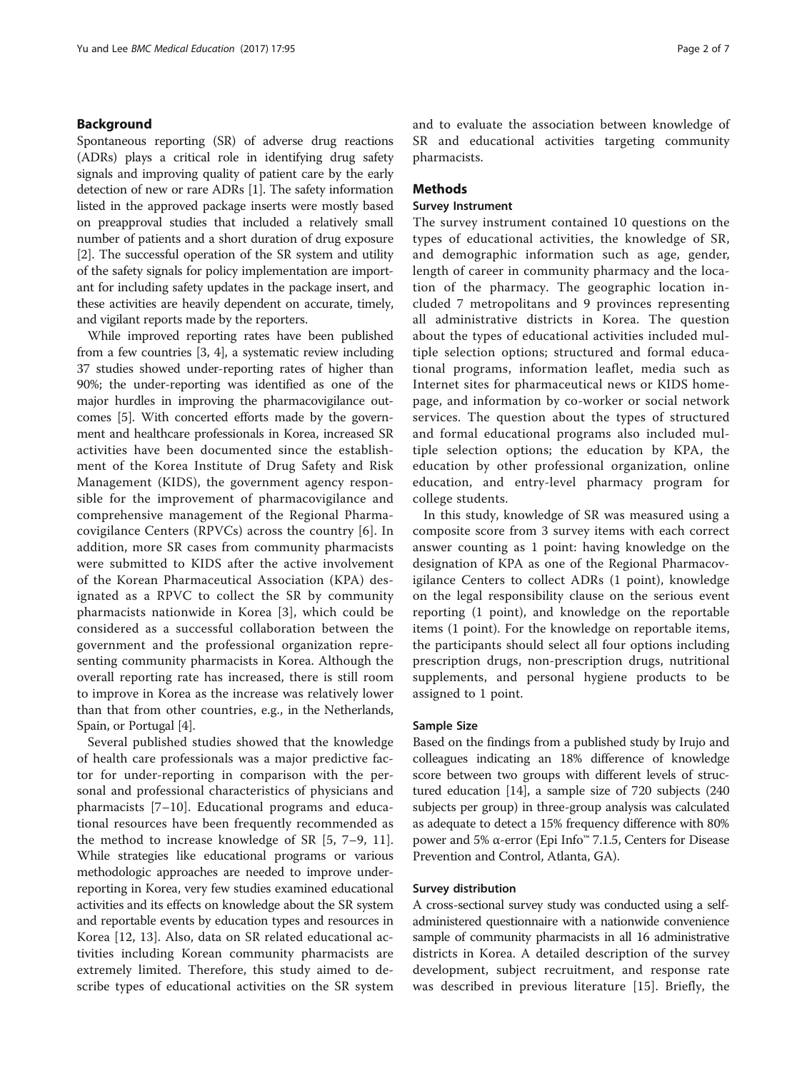## Background

Spontaneous reporting (SR) of adverse drug reactions (ADRs) plays a critical role in identifying drug safety signals and improving quality of patient care by the early detection of new or rare ADRs [1]. The safety information listed in the approved package inserts were mostly based on preapproval studies that included a relatively small number of patients and a short duration of drug exposure [2]. The successful operation of the SR system and utility of the safety signals for policy implementation are important for including safety updates in the package insert, and these activities are heavily dependent on accurate, timely, and vigilant reports made by the reporters.

While improved reporting rates have been published from a few countries [3, 4], a systematic review including 37 studies showed under-reporting rates of higher than 90%; the under-reporting was identified as one of the major hurdles in improving the pharmacovigilance outcomes [5]. With concerted efforts made by the government and healthcare professionals in Korea, increased SR activities have been documented since the establishment of the Korea Institute of Drug Safety and Risk Management (KIDS), the government agency responsible for the improvement of pharmacovigilance and comprehensive management of the Regional Pharmacovigilance Centers (RPVCs) across the country [6]. In addition, more SR cases from community pharmacists were submitted to KIDS after the active involvement of the Korean Pharmaceutical Association (KPA) designated as a RPVC to collect the SR by community pharmacists nationwide in Korea [3], which could be considered as a successful collaboration between the government and the professional organization representing community pharmacists in Korea. Although the overall reporting rate has increased, there is still room to improve in Korea as the increase was relatively lower than that from other countries, e.g., in the Netherlands, Spain, or Portugal [4].

Several published studies showed that the knowledge of health care professionals was a major predictive factor for under-reporting in comparison with the personal and professional characteristics of physicians and pharmacists [7–10]. Educational programs and educational resources have been frequently recommended as the method to increase knowledge of SR [5, 7–9, 11]. While strategies like educational programs or various methodologic approaches are needed to improve under-reporting in Korea, very few studies examined educational activities and its effects on knowledge about the SR system and reportable events by education types and resources in Korea [12, 13]. Also, data on SR related educational activities including Korean community pharmacists are extremely limited. Therefore, this study aimed to describe types of educational activities on the SR system and to evaluate the association between knowledge of SR and educational activities targeting community pharmacists.

## Methods

### Survey Instrument

The survey instrument contained 10 questions on the types of educational activities, the knowledge of SR, and demographic information such as age, gender, length of career in community pharmacy and the location of the pharmacy. The geographic location included 7 metropolitans and 9 provinces representing all administrative districts in Korea. The question about the types of educational activities included multiple selection options; structured and formal educational programs, information leaflet, media such as Internet sites for pharmaceutical news or KIDS homepage, and information by co-worker or social network services. The question about the types of structured and formal educational programs also included multiple selection options; the education by KPA, the education by other professional organization, online education, and entry-level pharmacy program for college students.

In this study, knowledge of SR was measured using a composite score from 3 survey items with each correct answer counting as 1 point: having knowledge on the designation of KPA as one of the Regional Pharmacovigilance Centers to collect ADRs (1 point), knowledge on the legal responsibility clause on the serious event reporting (1 point), and knowledge on the reportable items (1 point). For the knowledge on reportable items, the participants should select all four options including prescription drugs, non-prescription drugs, nutritional supplements, and personal hygiene products to be assigned to 1 point.

### Sample Size

Based on the findings from a published study by Irujo and colleagues indicating an 18% difference of knowledge score between two groups with different levels of structured education [14], a sample size of 720 subjects (240 subjects per group) in three-group analysis was calculated as adequate to detect a 15% frequency difference with 80% power and 5% α-error (Epi Info™ 7.1.5, Centers for Disease Prevention and Control, Atlanta, GA).

### Survey distribution

A cross-sectional survey study was conducted using a self-administered questionnaire with a nationwide convenience sample of community pharmacists in all 16 administrative districts in Korea. A detailed description of the survey development, subject recruitment, and response rate was described in previous literature [15]. Briefly, the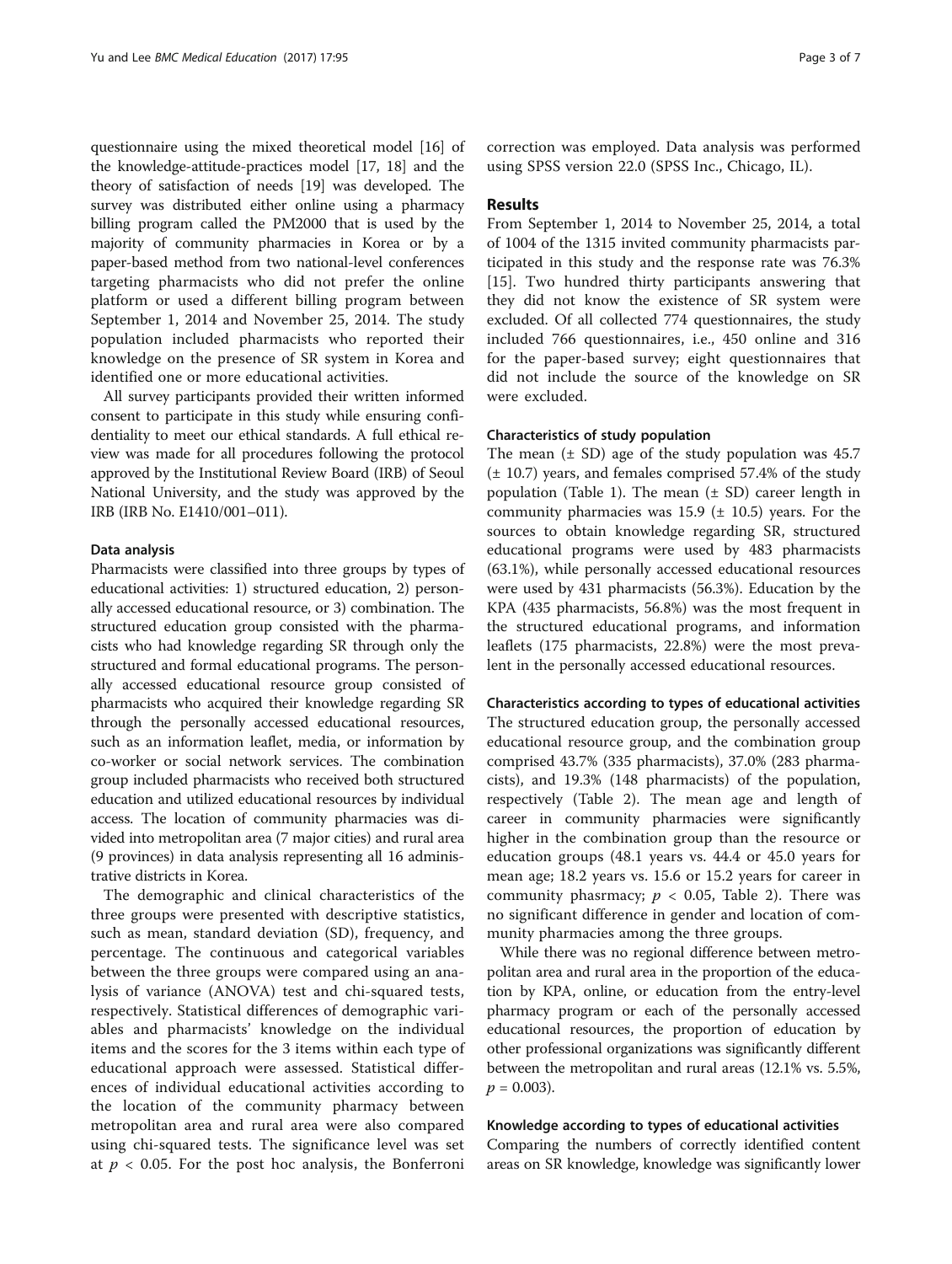questionnaire using the mixed theoretical model [16] of the knowledge-attitude-practices model [17, 18] and the theory of satisfaction of needs [19] was developed. The survey was distributed either online using a pharmacy billing program called the PM2000 that is used by the majority of community pharmacies in Korea or by a paper-based method from two national-level conferences targeting pharmacists who did not prefer the online platform or used a different billing program between September 1, 2014 and November 25, 2014. The study population included pharmacists who reported their knowledge on the presence of SR system in Korea and identified one or more educational activities.

All survey participants provided their written informed consent to participate in this study while ensuring confidentiality to meet our ethical standards. A full ethical review was made for all procedures following the protocol approved by the Institutional Review Board (IRB) of Seoul National University, and the study was approved by the IRB (IRB No. E1410/001–011).

### Data analysis

Pharmacists were classified into three groups by types of educational activities: 1) structured education, 2) personally accessed educational resource, or 3) combination. The structured education group consisted with the pharmacists who had knowledge regarding SR through only the structured and formal educational programs. The personally accessed educational resource group consisted of pharmacists who acquired their knowledge regarding SR through the personally accessed educational resources, such as an information leaflet, media, or information by co-worker or social network services. The combination group included pharmacists who received both structured education and utilized educational resources by individual access. The location of community pharmacies was divided into metropolitan area (7 major cities) and rural area (9 provinces) in data analysis representing all 16 administrative districts in Korea.

The demographic and clinical characteristics of the three groups were presented with descriptive statistics, such as mean, standard deviation (SD), frequency, and percentage. The continuous and categorical variables between the three groups were compared using an analysis of variance (ANOVA) test and chi-squared tests, respectively. Statistical differences of demographic variables and pharmacists' knowledge on the individual items and the scores for the 3 items within each type of educational approach were assessed. Statistical differences of individual educational activities according to the location of the community pharmacy between metropolitan area and rural area were also compared using chi-squared tests. The significance level was set at $p < 0.05$. For the post hoc analysis, the Bonferroni correction was employed. Data analysis was performed using SPSS version 22.0 (SPSS Inc., Chicago, IL).

## Results

From September 1, 2014 to November 25, 2014, a total of 1004 of the 1315 invited community pharmacists participated in this study and the response rate was 76.3% [15]. Two hundred thirty participants answering that they did not know the existence of SR system were excluded. Of all collected 774 questionnaires, the study included 766 questionnaires, i.e., 450 online and 316 for the paper-based survey; eight questionnaires that did not include the source of the knowledge on SR were excluded.

### Characteristics of study population

The mean (± SD) age of the study population was 45.7 (± 10.7) years, and females comprised 57.4% of the study population (Table 1). The mean (± SD) career length in community pharmacies was 15.9 (± 10.5) years. For the sources to obtain knowledge regarding SR, structured educational programs were used by 483 pharmacists (63.1%), while personally accessed educational resources were used by 431 pharmacists (56.3%). Education by the KPA (435 pharmacists, 56.8%) was the most frequent in the structured educational programs, and information leaflets (175 pharmacists, 22.8%) were the most prevalent in the personally accessed educational resources.

### Characteristics according to types of educational activities

The structured education group, the personally accessed educational resource group, and the combination group comprised 43.7% (335 pharmacists), 37.0% (283 pharmacists), and 19.3% (148 pharmacists) of the population, respectively (Table 2). The mean age and length of career in community pharmacies were significantly higher in the combination group than the resource or education groups (48.1 years vs. 44.4 or 45.0 years for mean age; 18.2 years vs. 15.6 or 15.2 years for career in community phasrmacy; $p < 0.05$, Table 2). There was no significant difference in gender and location of community pharmacies among the three groups.

While there was no regional difference between metropolitan area and rural area in the proportion of the education by KPA, online, or education from the entry-level pharmacy program or each of the personally accessed educational resources, the proportion of education by other professional organizations was significantly different between the metropolitan and rural areas (12.1% vs. 5.5%, $p = 0.003$).

### Knowledge according to types of educational activities

Comparing the numbers of correctly identified content areas on SR knowledge, knowledge was significantly lower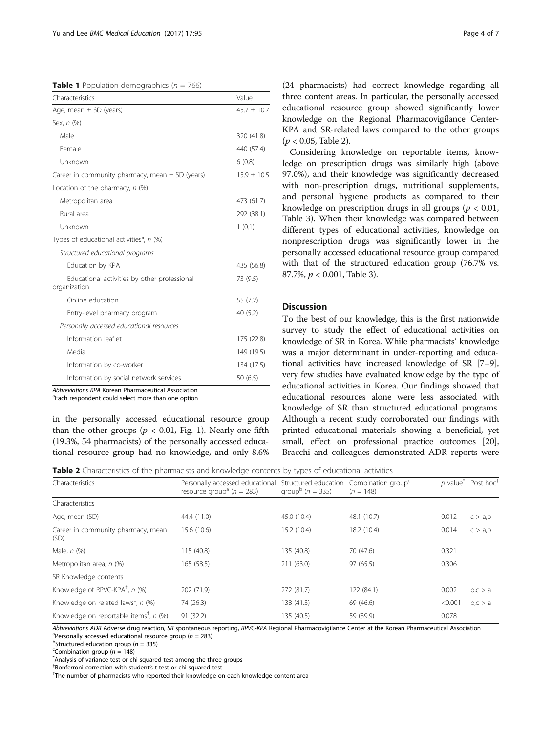**Table 1** Population demographics ($n$ = 766)

| Characteristics | Value |
|---|---|
| Age, mean ± SD (years) | 45.7 ± 10.7 |
| Sex, *n* (%) | |
| Male | 320 (41.8) |
| Female | 440 (57.4) |
| Unknown | 6 (0.8) |
| Career in community pharmacy, mean ± SD (years) | 15.9 ± 10.5 |
| Location of the pharmacy, *n* (%) | |
| Metropolitan area | 473 (61.7) |
| Rural area | 292 (38.1) |
| Unknown | 1 (0.1) |
| Types of educational activities[a], *n* (%) | |
| *Structured educational programs* | |
| Education by KPA | 435 (56.8) |
| Educational activities by other professional organization | 73 (9.5) |
| Online education | 55 (7.2) |
| Entry-level pharmacy program | 40 (5.2) |
| *Personally accessed educational resources* | |
| Information leaflet | 175 (22.8) |
| Media | 149 (19.5) |
| Information by co-worker | 134 (17.5) |
| Information by social network services | 50 (6.5) |

*Abbreviations KPA* Korean Pharmaceutical Association
[a]Each respondent could select more than one option

in the personally accessed educational resource group than the other groups ($p < 0.01$, Fig. 1). Nearly one-fifth (19.3%, 54 pharmacists) of the personally accessed educational resource group had no knowledge, and only 8.6% (24 pharmacists) had correct knowledge regarding all three content areas. In particular, the personally accessed educational resource group showed significantly lower knowledge on the Regional Pharmacovigilance Center-KPA and SR-related laws compared to the other groups ($p < 0.05$, Table 2).

Considering knowledge on reportable items, knowledge on prescription drugs was similarly high (above 97.0%), and their knowledge was significantly decreased with non-prescription drugs, nutritional supplements, and personal hygiene products as compared to their knowledge on prescription drugs in all groups ($p < 0.01$, Table 3). When their knowledge was compared between different types of educational activities, knowledge on nonprescription drugs was significantly lower in the personally accessed educational resource group compared with that of the structured education group (76.7% vs. 87.7%, $p < 0.001$, Table 3).

## Discussion

To the best of our knowledge, this is the first nationwide survey to study the effect of educational activities on knowledge of SR in Korea. While pharmacists' knowledge was a major determinant in under-reporting and educational activities have increased knowledge of SR [7–9], very few studies have evaluated knowledge by the type of educational activities in Korea. Our findings showed that educational resources alone were less associated with knowledge of SR than structured educational programs. Although a recent study corroborated our findings with printed educational materials showing a beneficial, yet small, effect on professional practice outcomes [20], Bracchi and colleagues demonstrated ADR reports were

**Table 2** Characteristics of the pharmacists and knowledge contents by types of educational activities

| Characteristics | Personally accessed educational resource group[a] ($n$ = 283) | Structured education group[b] ($n$ = 335) | Combination group[c] ($n$ = 148) | $p$ value[*] | Post hoc[†] |
|---|---|---|---|---|---|
| Characteristics | | | | | |
| Age, mean (SD) | 44.4 (11.0) | 45.0 (10.4) | 48.1 (10.7) | 0.012 | c > a,b |
| Career in community pharmacy, mean (SD) | 15.6 (10.6) | 15.2 (10.4) | 18.2 (10.4) | 0.014 | c > a,b |
| Male, *n* (%) | 115 (40.8) | 135 (40.8) | 70 (47.6) | 0.321 | |
| Metropolitan area, *n* (%) | 165 (58.5) | 211 (63.0) | 97 (65.5) | 0.306 | |
| SR Knowledge contents | | | | | |
| Knowledge of RPVC-KPA[‡], *n* (%) | 202 (71.9) | 272 (81.7) | 122 (84.1) | 0.002 | b,c > a |
| Knowledge on related laws[‡], *n* (%) | 74 (26.3) | 138 (41.3) | 69 (46.6) | <0.001 | b,c > a |
| Knowledge on reportable items[‡], *n* (%) | 91 (32.2) | 135 (40.5) | 59 (39.9) | 0.078 | |

*Abbreviations ADR* Adverse drug reaction, *SR* spontaneous reporting, *RPVC-KPA* Regional Pharmacovigilance Center at the Korean Pharmaceutical Association
[a]Personally accessed educational resource group ($n$ = 283)
[b]Structured education group ($n$ = 335)
[c]Combination group ($n$ = 148)
[*]Analysis of variance test or chi-squared test among the three groups
[†]Bonferroni correction with student's t-test or chi-squared test
[‡]The number of pharmacists who reported their knowledge on each knowledge content area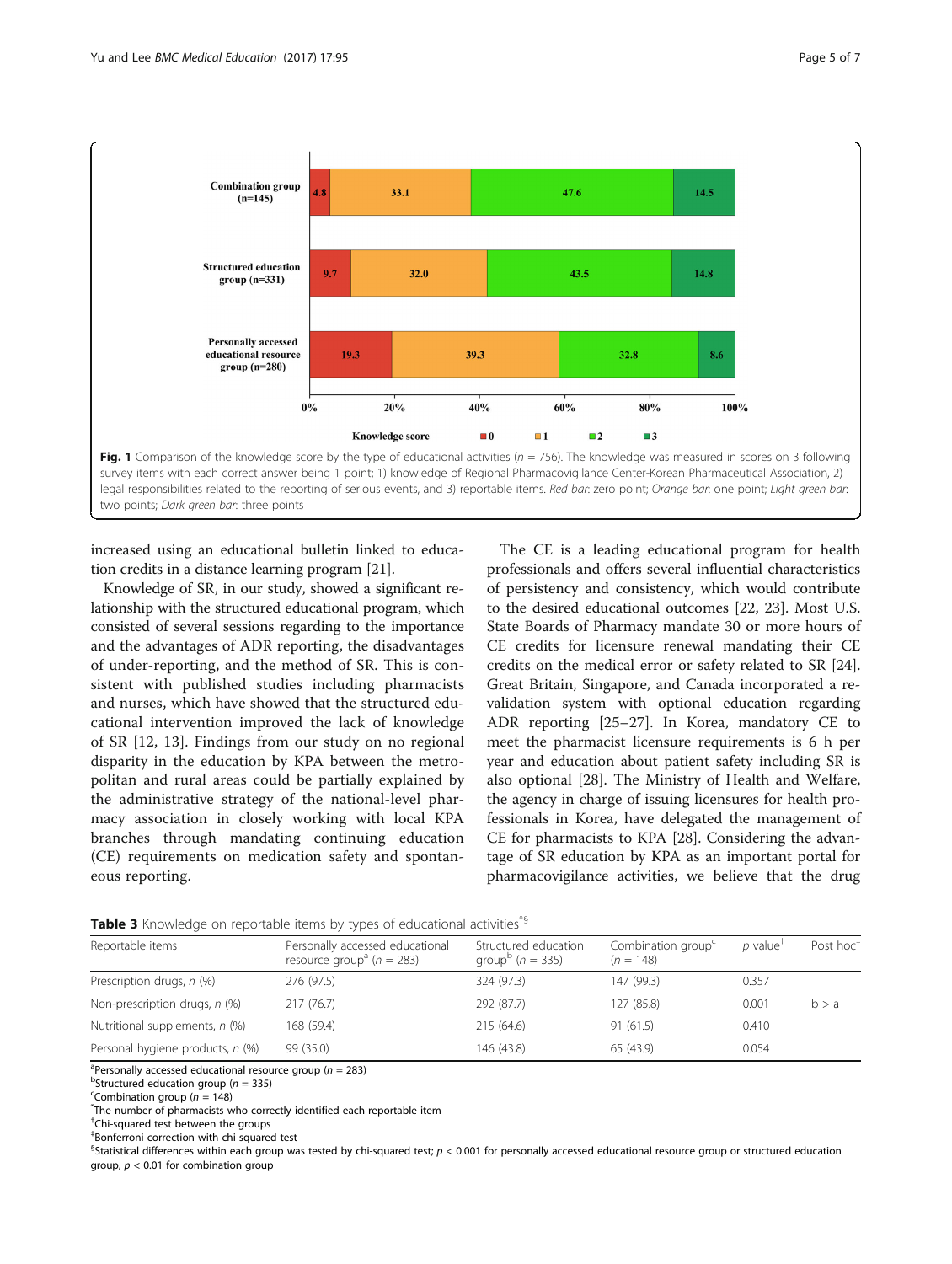| | 0 | 1 | 2 | 3 |
|---|---|---|---|---|
| Combination group (n=145) | 4.8 | 33.1 | 47.6 | 14.5 |
| Structured education group (n=331) | 9.7 | 32.0 | 43.5 | 14.8 |
| Personally accessed educational resource group (n=280) | 19.3 | 39.3 | 32.8 | 8.6 |

**Fig. 1** Comparison of the knowledge score by the type of educational activities ($n$ = 756). The knowledge was measured in scores on 3 following survey items with each correct answer being 1 point; 1) knowledge of Regional Pharmacovigilance Center-Korean Pharmaceutical Association, 2) legal responsibilities related to the reporting of serious events, and 3) reportable items. *Red bar*: zero point; *Orange bar*: one point; *Light green bar*: two points; *Dark green bar*: three points

increased using an educational bulletin linked to education credits in a distance learning program [21].

Knowledge of SR, in our study, showed a significant relationship with the structured educational program, which consisted of several sessions regarding to the importance and the advantages of ADR reporting, the disadvantages of under-reporting, and the method of SR. This is consistent with published studies including pharmacists and nurses, which have showed that the structured educational intervention improved the lack of knowledge of SR [12, 13]. Findings from our study on no regional disparity in the education by KPA between the metropolitan and rural areas could be partially explained by the administrative strategy of the national-level pharmacy association in closely working with local KPA branches through mandating continuing education (CE) requirements on medication safety and spontaneous reporting.

The CE is a leading educational program for health professionals and offers several influential characteristics of persistency and consistency, which would contribute to the desired educational outcomes [22, 23]. Most U.S. State Boards of Pharmacy mandate 30 or more hours of CE credits for licensure renewal mandating their CE credits on the medical error or safety related to SR [24]. Great Britain, Singapore, and Canada incorporated a revalidation system with optional education regarding ADR reporting [25–27]. In Korea, mandatory CE to meet the pharmacist licensure requirements is 6 h per year and education about patient safety including SR is also optional [28]. The Ministry of Health and Welfare, the agency in charge of issuing licensures for health professionals in Korea, have delegated the management of CE for pharmacists to KPA [28]. Considering the advantage of SR education by KPA as an important portal for pharmacovigilance activities, we believe that the drug

**Table 3** Knowledge on reportable items by types of educational activities[*§]

| Reportable items | Personally accessed educational resource group[a] ($n$ = 283) | Structured education group[b] ($n$ = 335) | Combination group[c] ($n$ = 148) | $p$ value[†] | Post hoc[‡] |
|---|---|---|---|---|---|
| Prescription drugs, $n$ (%) | 276 (97.5) | 324 (97.3) | 147 (99.3) | 0.357 | |
| Non-prescription drugs, $n$ (%) | 217 (76.7) | 292 (87.7) | 127 (85.8) | 0.001 | b > a |
| Nutritional supplements, $n$ (%) | 168 (59.4) | 215 (64.6) | 91 (61.5) | 0.410 | |
| Personal hygiene products, $n$ (%) | 99 (35.0) | 146 (43.8) | 65 (43.9) | 0.054 | |

[a]Personally accessed educational resource group ($n$ = 283)
[b]Structured education group ($n$ = 335)
[c]Combination group ($n$ = 148)
[*]The number of pharmacists who correctly identified each reportable item
[†]Chi-squared test between the groups
[‡]Bonferroni correction with chi-squared test
[§]Statistical differences within each group was tested by chi-squared test; $p < 0.001$ for personally accessed educational resource group or structured education group, $p < 0.01$ for combination group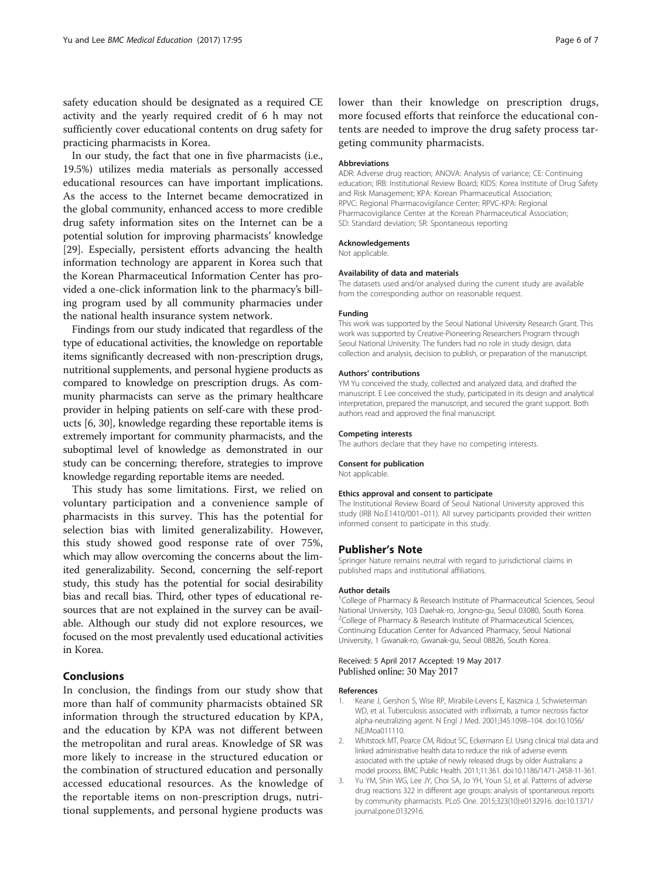safety education should be designated as a required CE activity and the yearly required credit of 6 h may not sufficiently cover educational contents on drug safety for practicing pharmacists in Korea.

In our study, the fact that one in five pharmacists (i.e., 19.5%) utilizes media materials as personally accessed educational resources can have important implications. As the access to the Internet became democratized in the global community, enhanced access to more credible drug safety information sites on the Internet can be a potential solution for improving pharmacists' knowledge [29]. Especially, persistent efforts advancing the health information technology are apparent in Korea such that the Korean Pharmaceutical Information Center has provided a one-click information link to the pharmacy's billing program used by all community pharmacies under the national health insurance system network.

Findings from our study indicated that regardless of the type of educational activities, the knowledge on reportable items significantly decreased with non-prescription drugs, nutritional supplements, and personal hygiene products as compared to knowledge on prescription drugs. As community pharmacists can serve as the primary healthcare provider in helping patients on self-care with these products [6, 30], knowledge regarding these reportable items is extremely important for community pharmacists, and the suboptimal level of knowledge as demonstrated in our study can be concerning; therefore, strategies to improve knowledge regarding reportable items are needed.

This study has some limitations. First, we relied on voluntary participation and a convenience sample of pharmacists in this survey. This has the potential for selection bias with limited generalizability. However, this study showed good response rate of over 75%, which may allow overcoming the concerns about the limited generalizability. Second, concerning the self-report study, this study has the potential for social desirability bias and recall bias. Third, other types of educational resources that are not explained in the survey can be available. Although our study did not explore resources, we focused on the most prevalently used educational activities in Korea.

## Conclusions

In conclusion, the findings from our study show that more than half of community pharmacists obtained SR information through the structured education by KPA, and the education by KPA was not different between the metropolitan and rural areas. Knowledge of SR was more likely to increase in the structured education or the combination of structured education and personally accessed educational resources. As the knowledge of the reportable items on non-prescription drugs, nutritional supplements, and personal hygiene products was lower than their knowledge on prescription drugs, more focused efforts that reinforce the educational contents are needed to improve the drug safety process targeting community pharmacists.

#### Abbreviations

ADR: Adverse drug reaction; ANOVA: Analysis of variance; CE: Continuing education; IRB: Institutional Review Board; KIDS: Korea Institute of Drug Safety and Risk Management; KPA: Korean Pharmaceutical Association; RPVC: Regional Pharmacovigilance Center; RPVC-KPA: Regional Pharmacovigilance Center at the Korean Pharmaceutical Association; SD: Standard deviation; SR: Spontaneous reporting

#### Acknowledgements

Not applicable.

#### Availability of data and materials

The datasets used and/or analysed during the current study are available from the corresponding author on reasonable request.

#### Funding

This work was supported by the Seoul National University Research Grant. This work was supported by Creative-Pioneering Researchers Program through Seoul National University. The funders had no role in study design, data collection and analysis, decision to publish, or preparation of the manuscript.

#### Authors' contributions

YM Yu conceived the study, collected and analyzed data, and drafted the manuscript. E Lee conceived the study, participated in its design and analytical interpretation, prepared the manuscript, and secured the grant support. Both authors read and approved the final manuscript.

#### Competing interests

The authors declare that they have no competing interests.

#### Consent for publication

Not applicable.

#### Ethics approval and consent to participate

The Institutional Review Board of Seoul National University approved this study (IRB No.E1410/001–011). All survey participants provided their written informed consent to participate in this study.

## Publisher's Note

Springer Nature remains neutral with regard to jurisdictional claims in published maps and institutional affiliations.

#### Author details

[1]College of Pharmacy & Research Institute of Pharmaceutical Sciences, Seoul National University, 103 Daehak-ro, Jongno-gu, Seoul 03080, South Korea. [2]College of Pharmacy & Research Institute of Pharmaceutical Sciences, Continuing Education Center for Advanced Pharmacy, Seoul National University, 1 Gwanak-ro, Gwanak-gu, Seoul 08826, South Korea.

Received: 5 April 2017 Accepted: 19 May 2017
Published online: 30 May 2017

#### References

1. Keane J, Gershon S, Wise RP, Mirabile-Levens E, Kasznica J, Schwieterman WD, et al. Tuberculosis associated with infliximab, a tumor necrosis factor alpha-neutralizing agent. N Engl J Med. 2001;345:1098–104. doi:10.1056/NEJMoa011110.
2. Whitstock MT, Pearce CM, Ridout SC, Eckermann EJ. Using clinical trial data and linked administrative health data to reduce the risk of adverse events associated with the uptake of newly released drugs by older Australians: a model process. BMC Public Health. 2011;11:361. doi:10.1186/1471-2458-11-361.
3. Yu YM, Shin WG, Lee JY, Choi SA, Jo YH, Youn SJ, et al. Patterns of adverse drug reactions 322 in different age groups: analysis of spontaneous reports by community pharmacists. PLoS One. 2015;323(10):e0132916. doi:10.1371/journal.pone.0132916.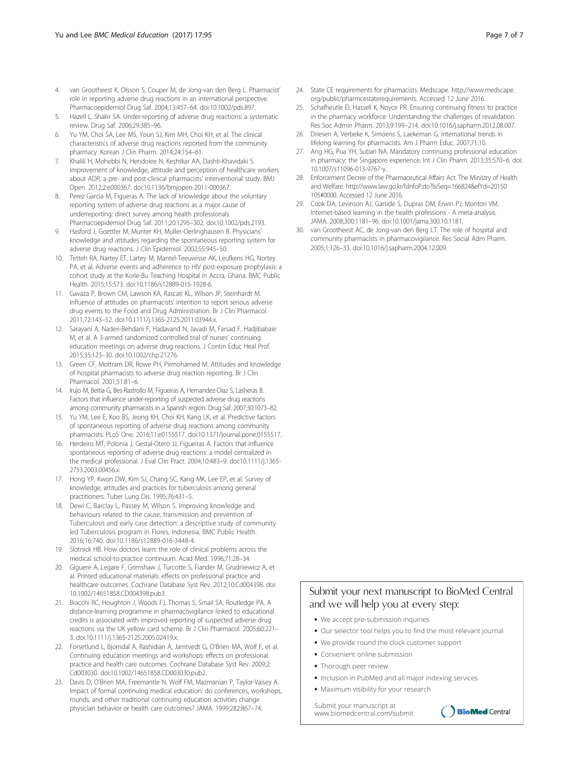4. van Grootheest K, Olsson S, Couper M, de Jong-van den Berg L. Pharmacist' role in reporting adverse drug reactions in an international perspective. Pharmacoepidemiol Drug Saf. 2004;13:457–64. doi:10.1002/pds.897.
5. Hazell L, Shakir SA. Under-reporting of adverse drug reactions: a systematic review. Drug Saf. 2006;29:385–96.
6. Yu YM, Choi SA, Lee MS, Youn SJ, Kim MH, Choi KH, et al. The clinical characteristics of adverse drug reactions reported from the community pharmacy. Korean J Clin Pharm. 2014;24:154–61.
7. Khalili H, Mohebbi N, Hendoiee N, Keshtkar AA, Dashti-Khavidaki S. Improvement of knowledge, attitude and perception of healthcare workers about ADR, a pre- and post-clinical pharmacists' interventional study. BMJ Open. 2012;2:e000367. doi:10.1136/bmjopen-2011-000367.
8. Perez Garcia M, Figueras A. The lack of knowledge about the voluntary reporting system of adverse drug reactions as a major cause of underreporting: direct survey among health professionals. Pharmacoepidemiol Drug Saf. 2011;20:1295–302. doi:10.1002/pds.2193.
9. Hasford J, Goettler M, Munter KH, Muller-Oerlinghausen B. Physicians' knowledge and attitudes regarding the spontaneous reporting system for adverse drug reactions. J Clin Epidemiol. 2002;55:945–50.
10. Tetteh RA, Nartey ET, Lartey M, Mantel-Teeuwisse AK, Leufkens HG, Nortey PA, et al. Adverse events and adherence to HIV post-exposure prophylaxis: a cohort study at the Korle-Bu Teaching Hospital in Accra, Ghana. BMC Public Health. 2015;15:573. doi:10.1186/s12889-015-1928-6.
11. Gavaza P, Brown CM, Lawson KA, Rascati KL, Wilson JP, Steinhardt M. Influence of attitudes on pharmacists' intention to report serious adverse drug events to the Food and Drug Administration. Br J Clin Pharmacol. 2011;72:143–52. doi:10.1111/j.1365-2125.2011.03944.x.
12. Sarayani A, Naderi-Behdani F, Hadavand N, Javadi M, Farsad F, Hadjibabaie M, et al. A 3-armed randomized controlled trial of nurses' continuing education meetings on adverse drug reactions. J Contin Educ Heal Prof. 2015;35:123–30. doi:10.1002/chp.21276.
13. Green CF, Mottram DR, Rowe PH, Pirmohamed M. Attitudes and knowledge of hospital pharmacists to adverse drug reaction reporting. Br J Clin Pharmacol. 2001;51:81–6.
14. Irujo M, Beitia G, Bes-Rastrollo M, Figueiras A, Hernandez-Diaz S, Lasheras B. Factors that influence under-reporting of suspected adverse drug reactions among community pharmacists in a Spanish region. Drug Saf. 2007;30:1073–82.
15. Yu YM, Lee E, Koo BS, Jeong KH, Choi KH, Kang LK, et al. Predictive factors of spontaneous reporting of adverse drug reactions among community pharmacists. PLoS One. 2016;11:e0155517. doi:10.1371/journal.pone.0155517.
16. Herdeiro MT, Polonia J, Gestal-Otero JJ, Figueiras A. Factors that influence spontaneous reporting of adverse drug reactions: a model centralized in the medical professional. J Eval Clin Pract. 2004;10:483–9. doi:10.1111/j.1365-2753.2003.00456.x.
17. Hong YP, Kwon DW, Kim SJ, Chang SC, Kang MK, Lee EP, et al. Survey of knowledge, attitudes and practices for tuberculosis among general practitioners. Tuber Lung Dis. 1995;76:431–5.
18. Dewi C, Barclay L, Passey M, Wilson S. Improving knowledge and behaviours related to the cause, transmission and prevention of Tuberculosis and early case detection: a descriptive study of community led Tuberculosis program in Flores, Indonesia. BMC Public Health. 2016;16:740. doi:10.1186/s12889-016-3448-4.
19. Slotnick HB. How doctors learn: the role of clinical problems across the medical school-to-practice continuum. Acad Med. 1996;71:28–34.
20. Giguere A, Legare F, Grimshaw J, Turcotte S, Fiander M, Grudniewicz A, et al. Printed educational materials: effects on professional practice and healthcare outcomes. Cochrane Database Syst Rev. 2012;10:Cd004398. doi: 10.1002/14651858.CD004398.pub3.
21. Bracchi RC, Houghton J, Woods FJ, Thomas S, Smail SA, Routledge PA. A distance-learning programme in pharmacovigilance linked to educational credits is associated with improved reporting of suspected adverse drug reactions via the UK yellow card scheme. Br J Clin Pharmacol. 2005;60:221–3. doi:10.1111/j.1365-2125.2005.02419.x.
22. Forsetlund L, Bjorndal A, Rashidian A, Jamtvedt G, O'Brien MA, Wolf F, et al. Continuing education meetings and workshops: effects on professional practice and health care outcomes. Cochrane Database Syst Rev. 2009;2: Cd003030. doi:10.1002/14651858.CD003030.pub2.
23. Davis D, O'Brien MA, Freemantle N, Wolf FM, Mazmanian P, Taylor-Vaisey A. Impact of formal continuing medical education: do conferences, workshops, rounds, and other traditional continuing education activities change physician behavior or health care outcomes? JAMA. 1999;282:867–74.
24. State CE requirements for pharmacists. Medscape. http://www.medscape.org/public/pharmcestaterequirements. Accessed 12 June 2016.
25. Schafheutle EI, Hassell K, Noyce PR. Ensuring continuing fitness to practice in the pharmacy workforce: Understanding the challenges of revalidation. Res Soc Admin Pharm. 2013;9:199–214. doi:10.1016/j.sapharm.2012.08.007.
26. Driesen A, Verbeke K, Simoens S, Laekeman G. International trends in lifelong learning for pharmacists. Am J Pharm Educ. 2007;71:10.
27. Ang HG, Pua YH, Subari NA. Mandatory continuing professional education in pharmacy: the Singapore experience. Int J Clin Pharm. 2013;35:570–6. doi: 10.1007/s11096-013-9767-y.
28. Enforcement Decree of the Pharmaceutical Affairs Act. The Ministry of Health and Welfare. http://www.law.go.kr/lsInfoP.do?lsiSeq=166824&efYd=20150105#0000. Accessed 12 June 2016.
29. Cook DA, Levinson AJ, Garside S, Dupras DM, Erwin PJ, Montori VM. Internet-based learning in the health professions - A meta-analysis. JAMA. 2008;300:1181–96. doi:10.1001/jama.300.10.1181.
30. van Grootheest AC, de Jong-van den Berg LT. The role of hospital and community pharmacists in pharmacovigilance. Res Social Adm Pharm. 2005;1:126–33. doi:10.1016/j.sapharm.2004.12.009.

Submit your next manuscript to BioMed Central and we will help you at every step:

- We accept pre-submission inquiries
- Our selector tool helps you to find the most relevant journal
- We provide round the clock customer support
- Convenient online submission
- Thorough peer review
- Inclusion in PubMed and all major indexing services
- Maximum visibility for your research

Submit your manuscript at
www.biomedcentral.com/submit

BioMed Central